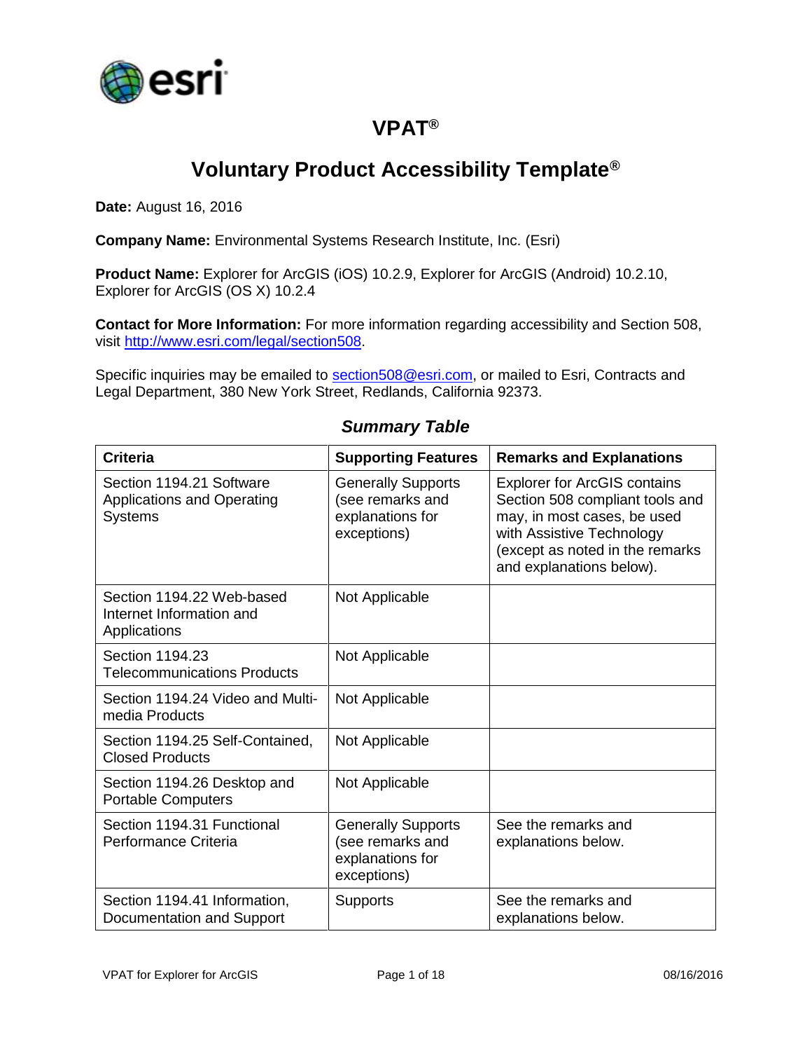# VPAT®

## Voluntary Product Accessibility Template®

**Date:** August 16, 2016

**Company Name:** Environmental Systems Research Institute, Inc. (Esri)

**Product Name:** Explorer for ArcGIS (iOS) 10.2.9, Explorer for ArcGIS (Android) 10.2.10, Explorer for ArcGIS (OS X) 10.2.4

**Contact for More Information:** For more information regarding accessibility and Section 508, visit http://www.esri.com/legal/section508.

Specific inquiries may be emailed to section508@esri.com, or mailed to Esri, Contracts and Legal Department, 380 New York Street, Redlands, California 92373.

### *Summary Table*

| Criteria | Supporting Features | Remarks and Explanations |
|---|---|---|
| Section 1194.21 Software Applications and Operating Systems | Generally Supports (see remarks and explanations for exceptions) | Explorer for ArcGIS contains Section 508 compliant tools and may, in most cases, be used with Assistive Technology (except as noted in the remarks and explanations below). |
| Section 1194.22 Web-based Internet Information and Applications | Not Applicable | |
| Section 1194.23 Telecommunications Products | Not Applicable | |
| Section 1194.24 Video and Multi-media Products | Not Applicable | |
| Section 1194.25 Self-Contained, Closed Products | Not Applicable | |
| Section 1194.26 Desktop and Portable Computers | Not Applicable | |
| Section 1194.31 Functional Performance Criteria | Generally Supports (see remarks and explanations for exceptions) | See the remarks and explanations below. |
| Section 1194.41 Information, Documentation and Support | Supports | See the remarks and explanations below. |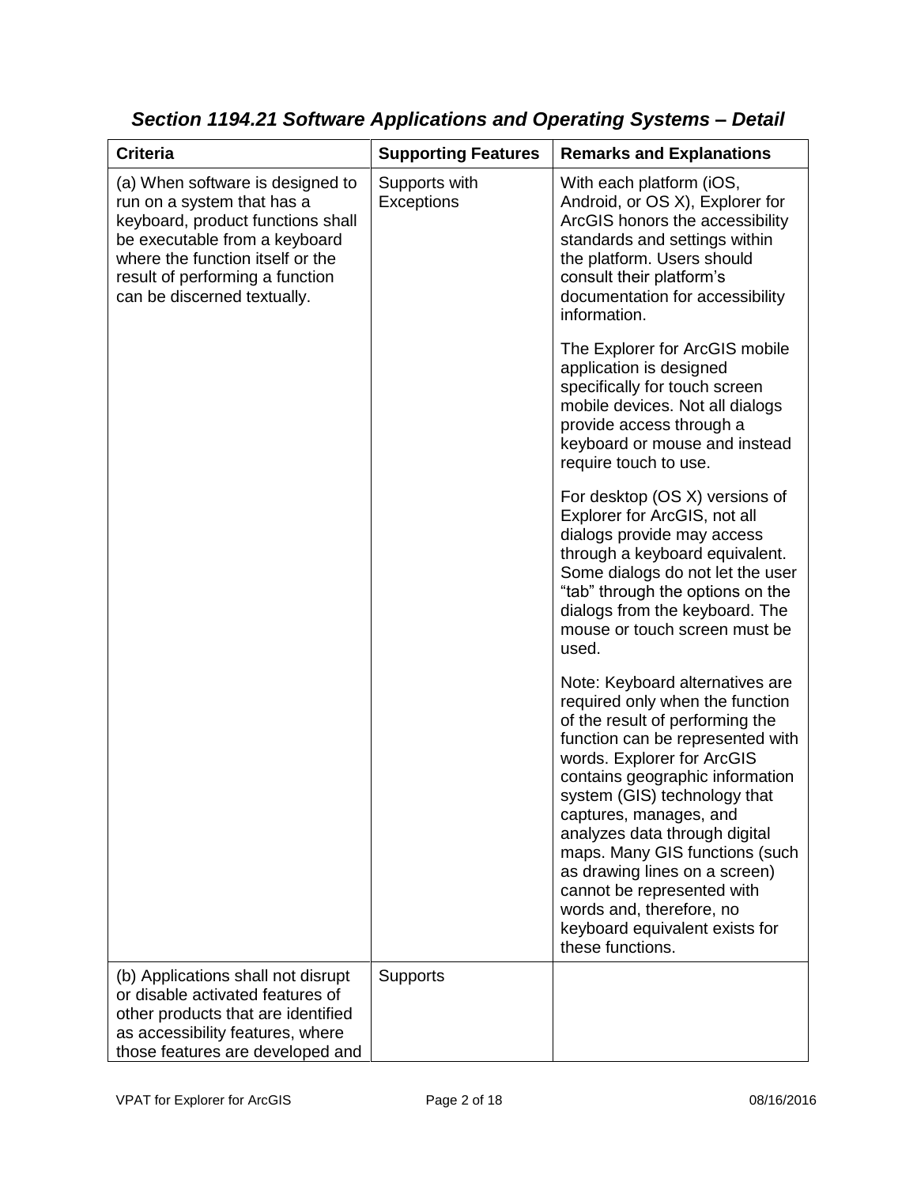## *Section 1194.21 Software Applications and Operating Systems – Detail*

| Criteria | Supporting Features | Remarks and Explanations |
|---|---|---|
| (a) When software is designed to run on a system that has a keyboard, product functions shall be executable from a keyboard where the function itself or the result of performing a function can be discerned textually. | Supports with Exceptions | With each platform (iOS, Android, or OS X), Explorer for ArcGIS honors the accessibility standards and settings within the platform. Users should consult their platform's documentation for accessibility information.<br><br>The Explorer for ArcGIS mobile application is designed specifically for touch screen mobile devices. Not all dialogs provide access through a keyboard or mouse and instead require touch to use.<br><br>For desktop (OS X) versions of Explorer for ArcGIS, not all dialogs provide may access through a keyboard equivalent. Some dialogs do not let the user "tab" through the options on the dialogs from the keyboard. The mouse or touch screen must be used.<br><br>Note: Keyboard alternatives are required only when the function of the result of performing the function can be represented with words. Explorer for ArcGIS contains geographic information system (GIS) technology that captures, manages, and analyzes data through digital maps. Many GIS functions (such as drawing lines on a screen) cannot be represented with words and, therefore, no keyboard equivalent exists for these functions. |
| (b) Applications shall not disrupt or disable activated features of other products that are identified as accessibility features, where those features are developed and | Supports | |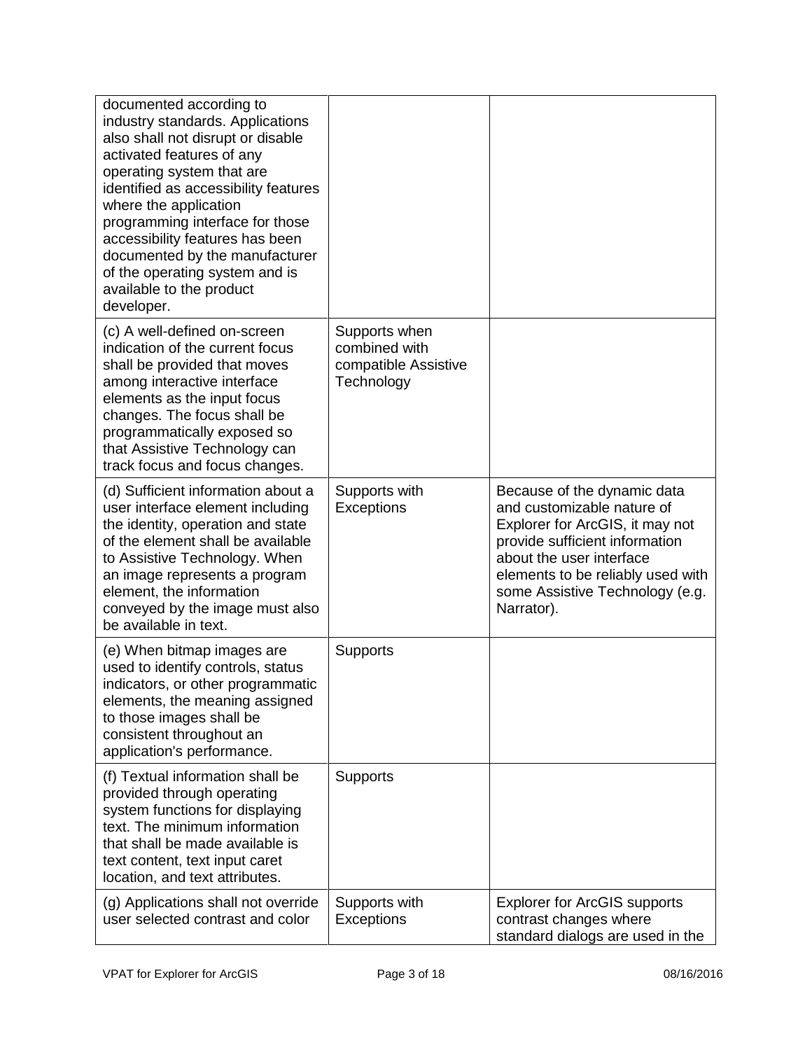| | | |
|---|---|---|
| documented according to industry standards. Applications also shall not disrupt or disable activated features of any operating system that are identified as accessibility features where the application programming interface for those accessibility features has been documented by the manufacturer of the operating system and is available to the product developer. | | |
| (c) A well-defined on-screen indication of the current focus shall be provided that moves among interactive interface elements as the input focus changes. The focus shall be programmatically exposed so that Assistive Technology can track focus and focus changes. | Supports when combined with compatible Assistive Technology | |
| (d) Sufficient information about a user interface element including the identity, operation and state of the element shall be available to Assistive Technology. When an image represents a program element, the information conveyed by the image must also be available in text. | Supports with Exceptions | Because of the dynamic data and customizable nature of Explorer for ArcGIS, it may not provide sufficient information about the user interface elements to be reliably used with some Assistive Technology (e.g. Narrator). |
| (e) When bitmap images are used to identify controls, status indicators, or other programmatic elements, the meaning assigned to those images shall be consistent throughout an application's performance. | Supports | |
| (f) Textual information shall be provided through operating system functions for displaying text. The minimum information that shall be made available is text content, text input caret location, and text attributes. | Supports | |
| (g) Applications shall not override user selected contrast and color | Supports with Exceptions | Explorer for ArcGIS supports contrast changes where standard dialogs are used in the |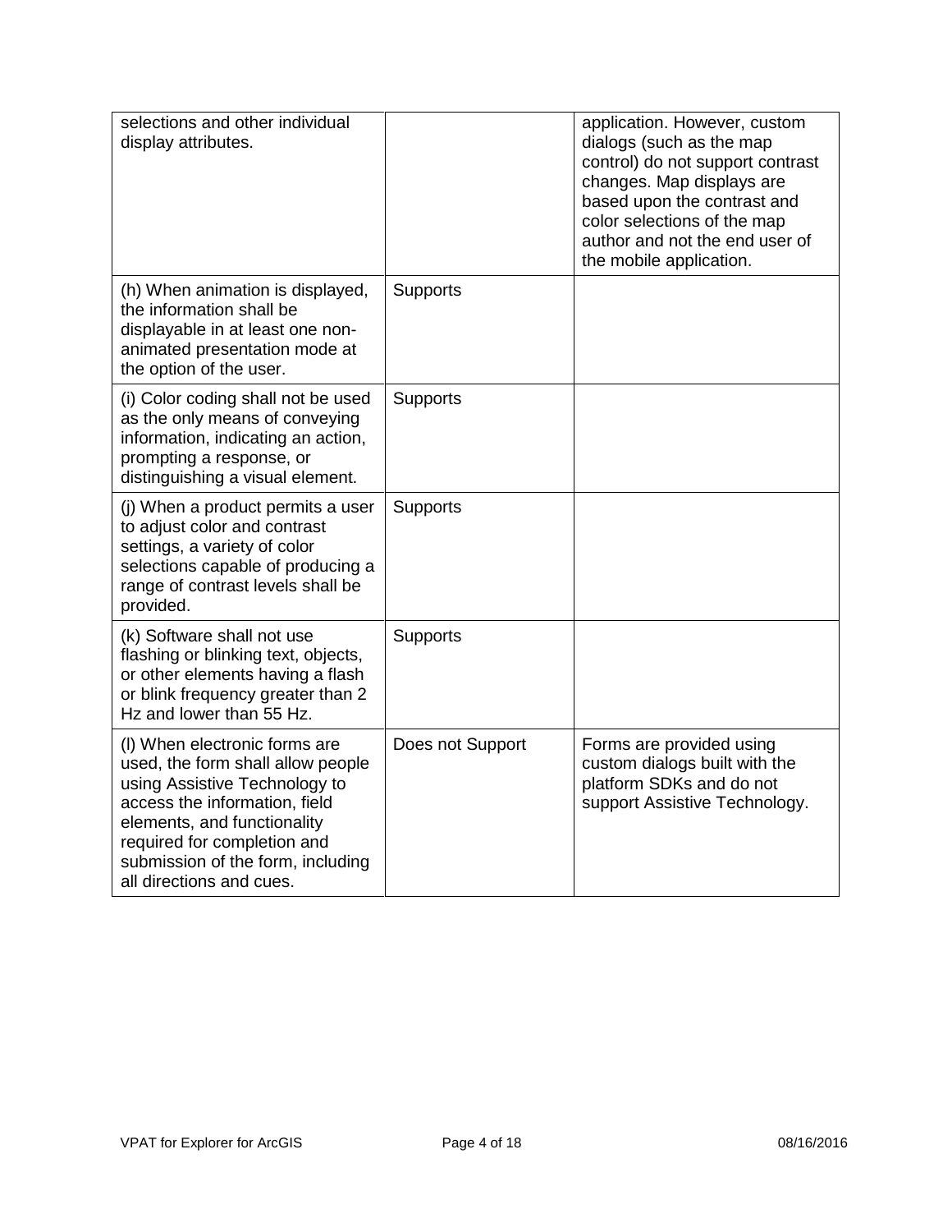| | | |
|---|---|---|
| selections and other individual display attributes. | | application. However, custom dialogs (such as the map control) do not support contrast changes. Map displays are based upon the contrast and color selections of the map author and not the end user of the mobile application. |
| (h) When animation is displayed, the information shall be displayable in at least one non-animated presentation mode at the option of the user. | Supports | |
| (i) Color coding shall not be used as the only means of conveying information, indicating an action, prompting a response, or distinguishing a visual element. | Supports | |
| (j) When a product permits a user to adjust color and contrast settings, a variety of color selections capable of producing a range of contrast levels shall be provided. | Supports | |
| (k) Software shall not use flashing or blinking text, objects, or other elements having a flash or blink frequency greater than 2 Hz and lower than 55 Hz. | Supports | |
| (l) When electronic forms are used, the form shall allow people using Assistive Technology to access the information, field elements, and functionality required for completion and submission of the form, including all directions and cues. | Does not Support | Forms are provided using custom dialogs built with the platform SDKs and do not support Assistive Technology. |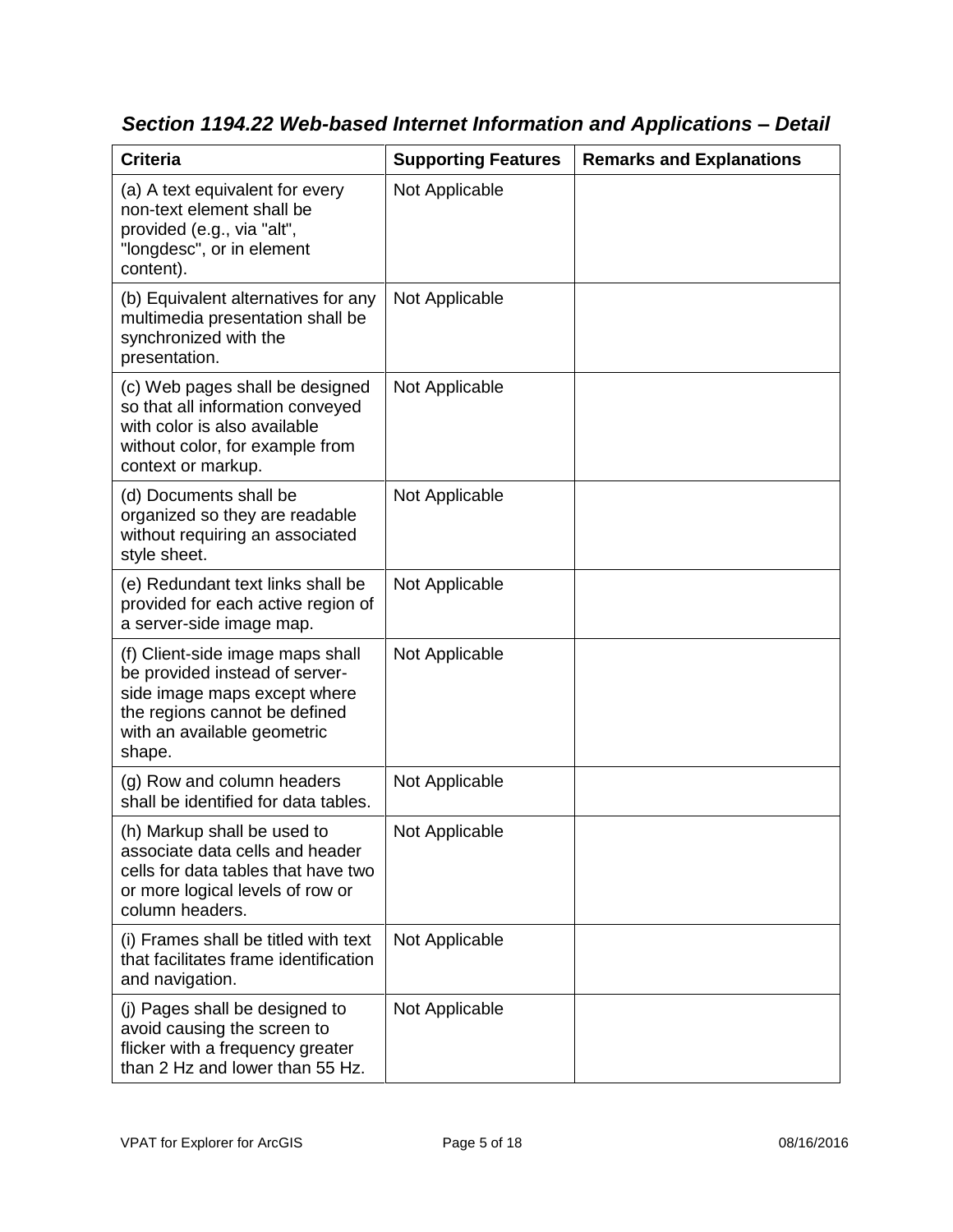### *Section 1194.22 Web-based Internet Information and Applications – Detail*

| Criteria | Supporting Features | Remarks and Explanations |
|---|---|---|
| (a) A text equivalent for every non-text element shall be provided (e.g., via "alt", "longdesc", or in element content). | Not Applicable | |
| (b) Equivalent alternatives for any multimedia presentation shall be synchronized with the presentation. | Not Applicable | |
| (c) Web pages shall be designed so that all information conveyed with color is also available without color, for example from context or markup. | Not Applicable | |
| (d) Documents shall be organized so they are readable without requiring an associated style sheet. | Not Applicable | |
| (e) Redundant text links shall be provided for each active region of a server-side image map. | Not Applicable | |
| (f) Client-side image maps shall be provided instead of server-side image maps except where the regions cannot be defined with an available geometric shape. | Not Applicable | |
| (g) Row and column headers shall be identified for data tables. | Not Applicable | |
| (h) Markup shall be used to associate data cells and header cells for data tables that have two or more logical levels of row or column headers. | Not Applicable | |
| (i) Frames shall be titled with text that facilitates frame identification and navigation. | Not Applicable | |
| (j) Pages shall be designed to avoid causing the screen to flicker with a frequency greater than 2 Hz and lower than 55 Hz. | Not Applicable | |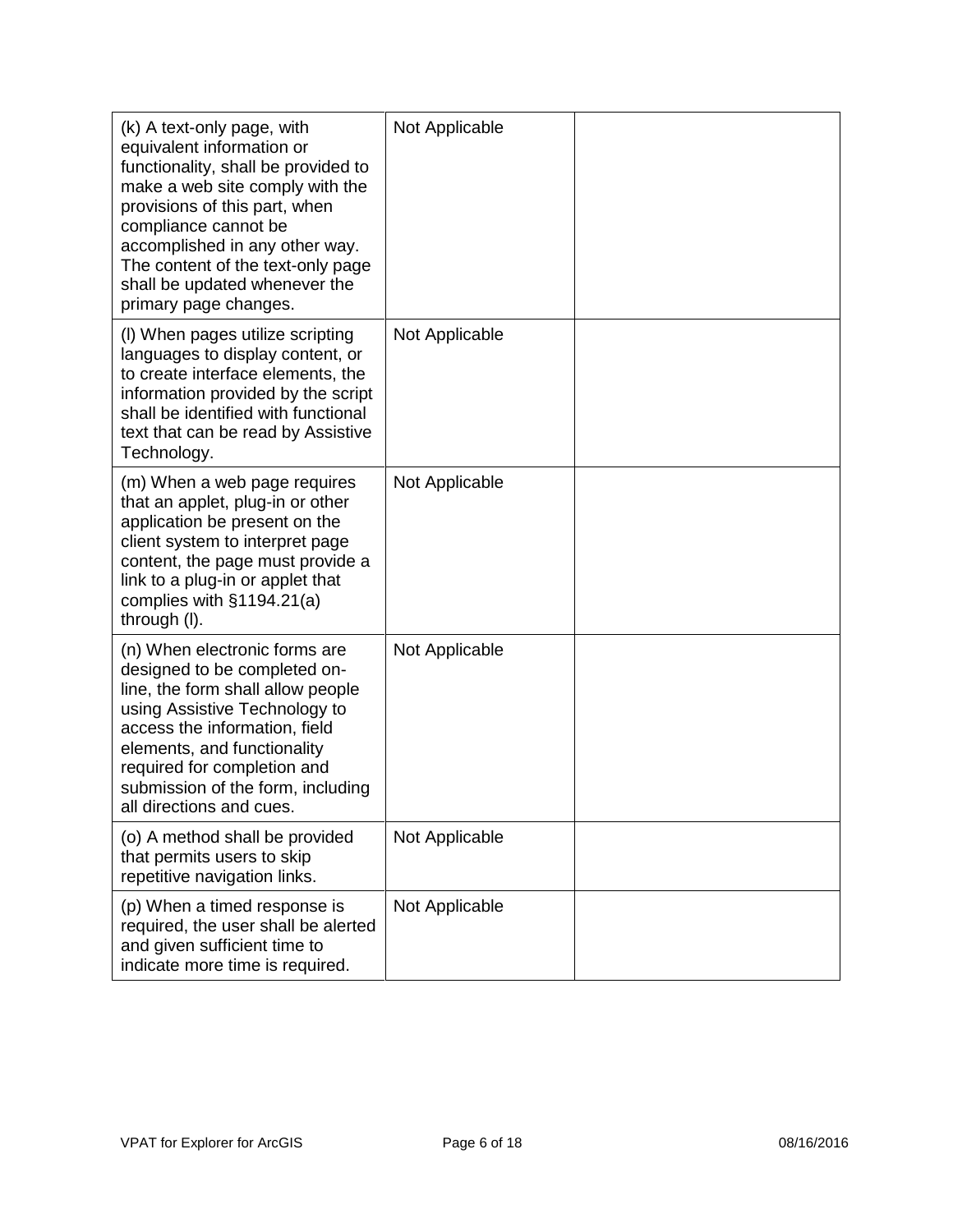| | | |
|---|---|---|
| (k) A text-only page, with equivalent information or functionality, shall be provided to make a web site comply with the provisions of this part, when compliance cannot be accomplished in any other way. The content of the text-only page shall be updated whenever the primary page changes. | Not Applicable | |
| (l) When pages utilize scripting languages to display content, or to create interface elements, the information provided by the script shall be identified with functional text that can be read by Assistive Technology. | Not Applicable | |
| (m) When a web page requires that an applet, plug-in or other application be present on the client system to interpret page content, the page must provide a link to a plug-in or applet that complies with §1194.21(a) through (l). | Not Applicable | |
| (n) When electronic forms are designed to be completed on-line, the form shall allow people using Assistive Technology to access the information, field elements, and functionality required for completion and submission of the form, including all directions and cues. | Not Applicable | |
| (o) A method shall be provided that permits users to skip repetitive navigation links. | Not Applicable | |
| (p) When a timed response is required, the user shall be alerted and given sufficient time to indicate more time is required. | Not Applicable | |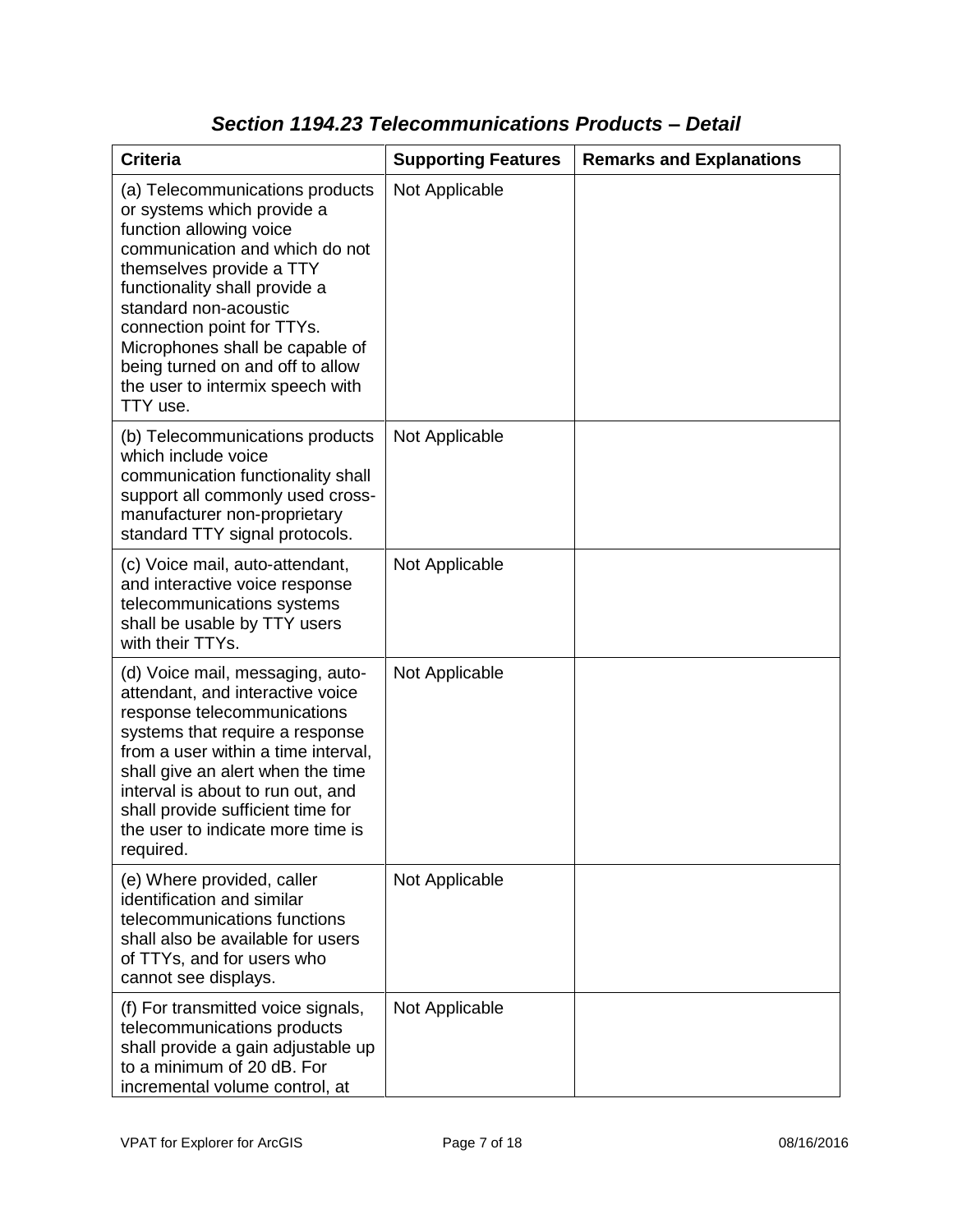## *Section 1194.23 Telecommunications Products – Detail*

| Criteria | Supporting Features | Remarks and Explanations |
|---|---|---|
| (a) Telecommunications products or systems which provide a function allowing voice communication and which do not themselves provide a TTY functionality shall provide a standard non-acoustic connection point for TTYs. Microphones shall be capable of being turned on and off to allow the user to intermix speech with TTY use. | Not Applicable | |
| (b) Telecommunications products which include voice communication functionality shall support all commonly used cross-manufacturer non-proprietary standard TTY signal protocols. | Not Applicable | |
| (c) Voice mail, auto-attendant, and interactive voice response telecommunications systems shall be usable by TTY users with their TTYs. | Not Applicable | |
| (d) Voice mail, messaging, auto-attendant, and interactive voice response telecommunications systems that require a response from a user within a time interval, shall give an alert when the time interval is about to run out, and shall provide sufficient time for the user to indicate more time is required. | Not Applicable | |
| (e) Where provided, caller identification and similar telecommunications functions shall also be available for users of TTYs, and for users who cannot see displays. | Not Applicable | |
| (f) For transmitted voice signals, telecommunications products shall provide a gain adjustable up to a minimum of 20 dB. For incremental volume control, at | Not Applicable | |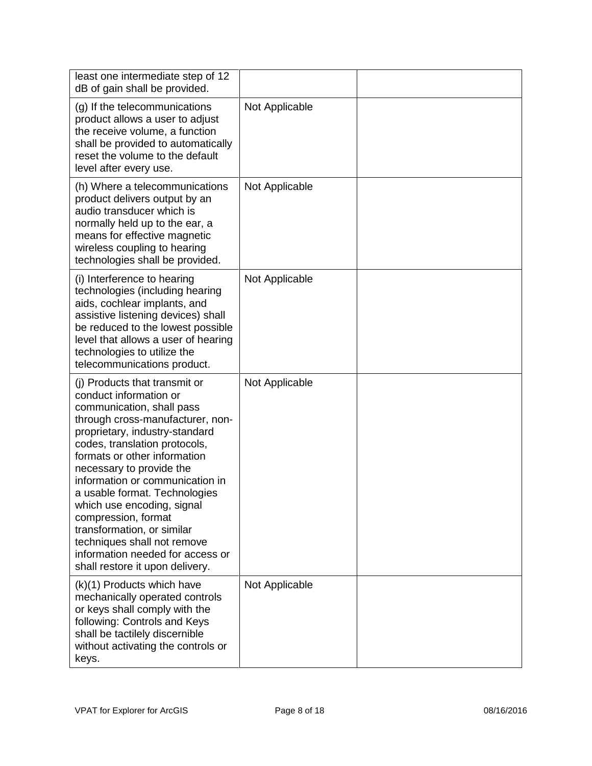| | | |
|---|---|---|
| least one intermediate step of 12 dB of gain shall be provided. | | |
| (g) If the telecommunications product allows a user to adjust the receive volume, a function shall be provided to automatically reset the volume to the default level after every use. | Not Applicable | |
| (h) Where a telecommunications product delivers output by an audio transducer which is normally held up to the ear, a means for effective magnetic wireless coupling to hearing technologies shall be provided. | Not Applicable | |
| (i) Interference to hearing technologies (including hearing aids, cochlear implants, and assistive listening devices) shall be reduced to the lowest possible level that allows a user of hearing technologies to utilize the telecommunications product. | Not Applicable | |
| (j) Products that transmit or conduct information or communication, shall pass through cross-manufacturer, non-proprietary, industry-standard codes, translation protocols, formats or other information necessary to provide the information or communication in a usable format. Technologies which use encoding, signal compression, format transformation, or similar techniques shall not remove information needed for access or shall restore it upon delivery. | Not Applicable | |
| (k)(1) Products which have mechanically operated controls or keys shall comply with the following: Controls and Keys shall be tactilely discernible without activating the controls or keys. | Not Applicable | |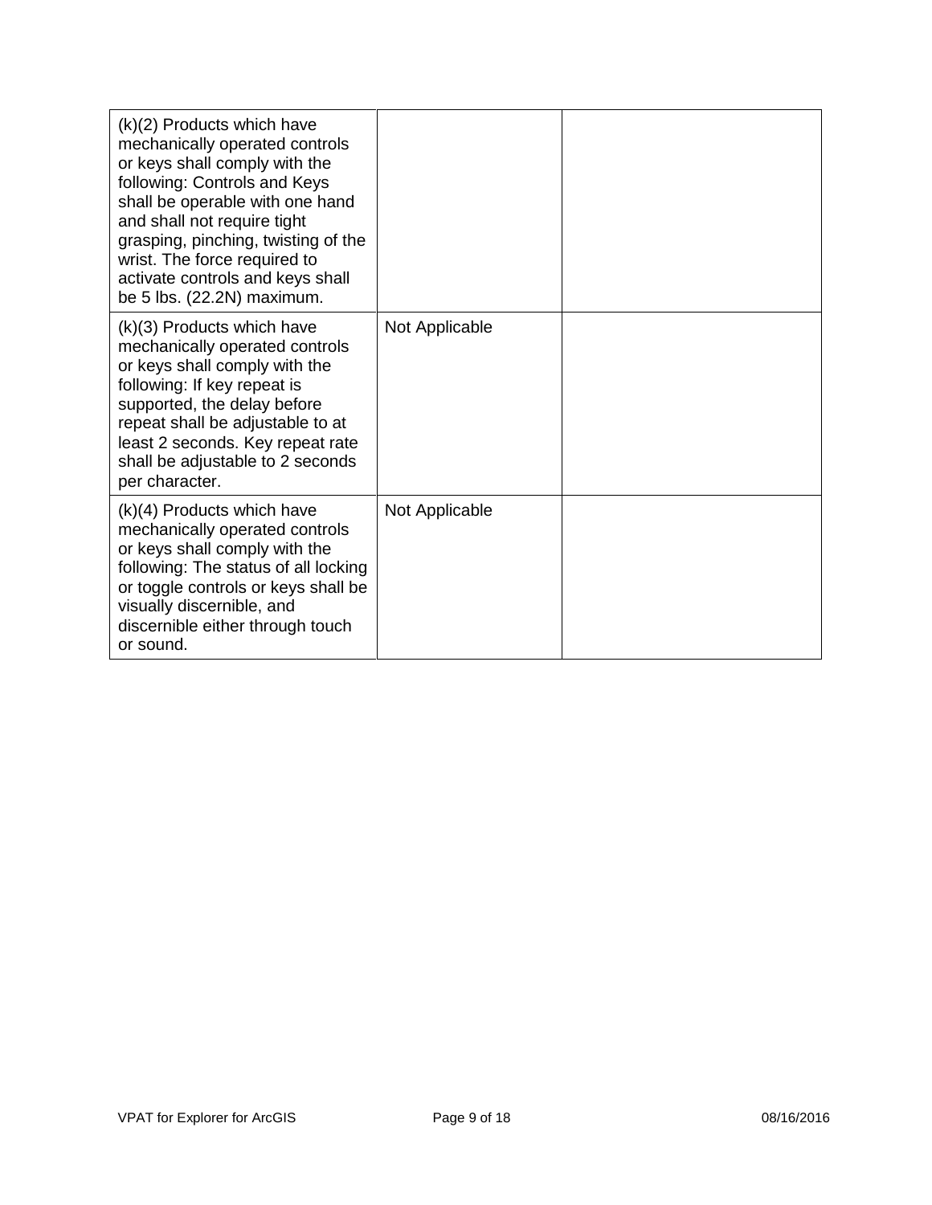| | | |
|---|---|---|
| (k)(2) Products which have mechanically operated controls or keys shall comply with the following: Controls and Keys shall be operable with one hand and shall not require tight grasping, pinching, twisting of the wrist. The force required to activate controls and keys shall be 5 lbs. (22.2N) maximum. | | |
| (k)(3) Products which have mechanically operated controls or keys shall comply with the following: If key repeat is supported, the delay before repeat shall be adjustable to at least 2 seconds. Key repeat rate shall be adjustable to 2 seconds per character. | Not Applicable | |
| (k)(4) Products which have mechanically operated controls or keys shall comply with the following: The status of all locking or toggle controls or keys shall be visually discernible, and discernible either through touch or sound. | Not Applicable | |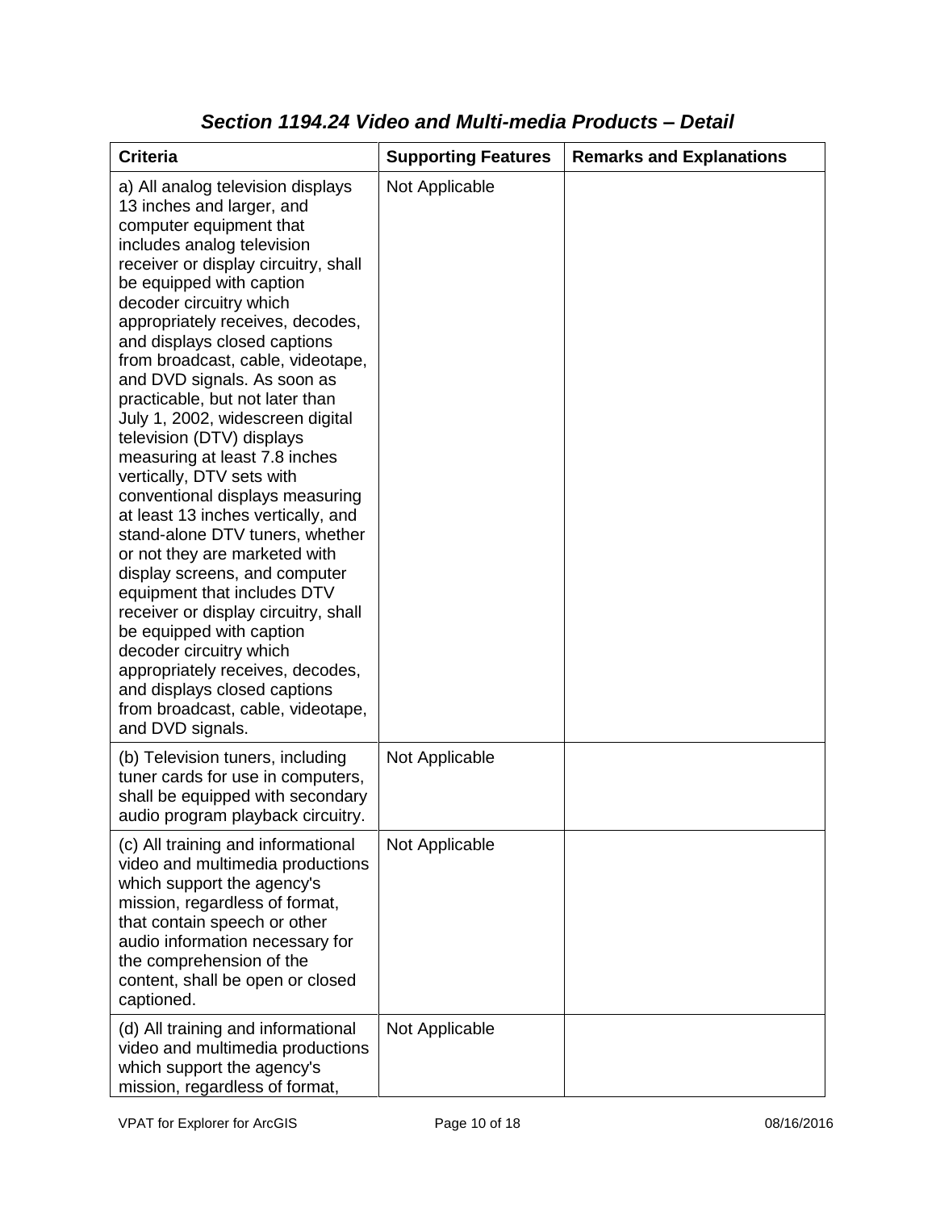## *Section 1194.24 Video and Multi-media Products – Detail*

| Criteria | Supporting Features | Remarks and Explanations |
| --- | --- | --- |
| a) All analog television displays 13 inches and larger, and computer equipment that includes analog television receiver or display circuitry, shall be equipped with caption decoder circuitry which appropriately receives, decodes, and displays closed captions from broadcast, cable, videotape, and DVD signals. As soon as practicable, but not later than July 1, 2002, widescreen digital television (DTV) displays measuring at least 7.8 inches vertically, DTV sets with conventional displays measuring at least 13 inches vertically, and stand-alone DTV tuners, whether or not they are marketed with display screens, and computer equipment that includes DTV receiver or display circuitry, shall be equipped with caption decoder circuitry which appropriately receives, decodes, and displays closed captions from broadcast, cable, videotape, and DVD signals. | Not Applicable | |
| (b) Television tuners, including tuner cards for use in computers, shall be equipped with secondary audio program playback circuitry. | Not Applicable | |
| (c) All training and informational video and multimedia productions which support the agency's mission, regardless of format, that contain speech or other audio information necessary for the comprehension of the content, shall be open or closed captioned. | Not Applicable | |
| (d) All training and informational video and multimedia productions which support the agency's mission, regardless of format, | Not Applicable | |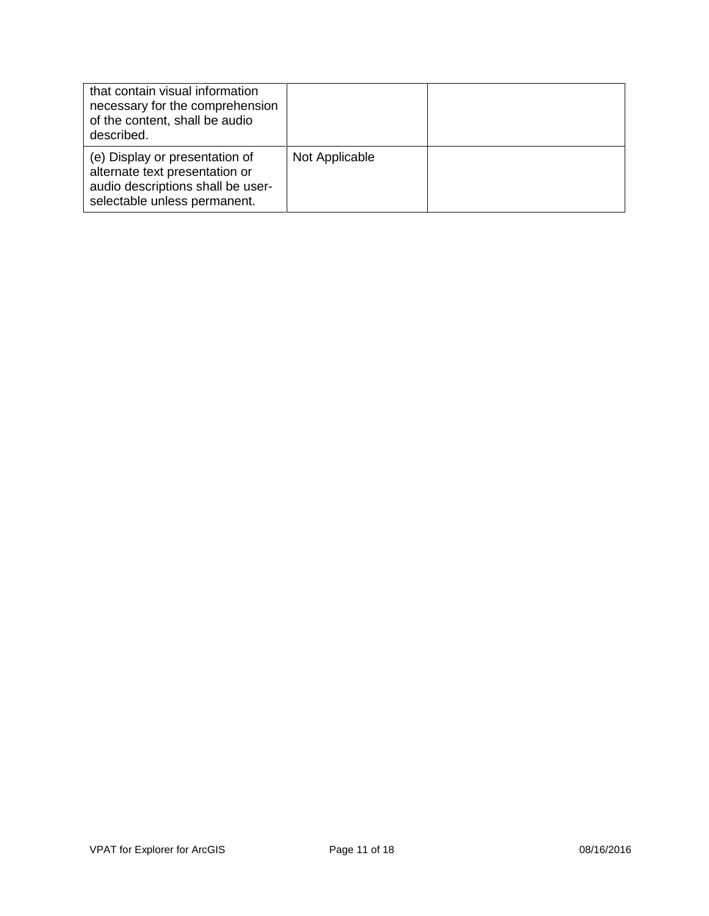| | | |
|---|---|---|
| that contain visual information necessary for the comprehension of the content, shall be audio described. | | |
| (e) Display or presentation of alternate text presentation or audio descriptions shall be user-selectable unless permanent. | Not Applicable | |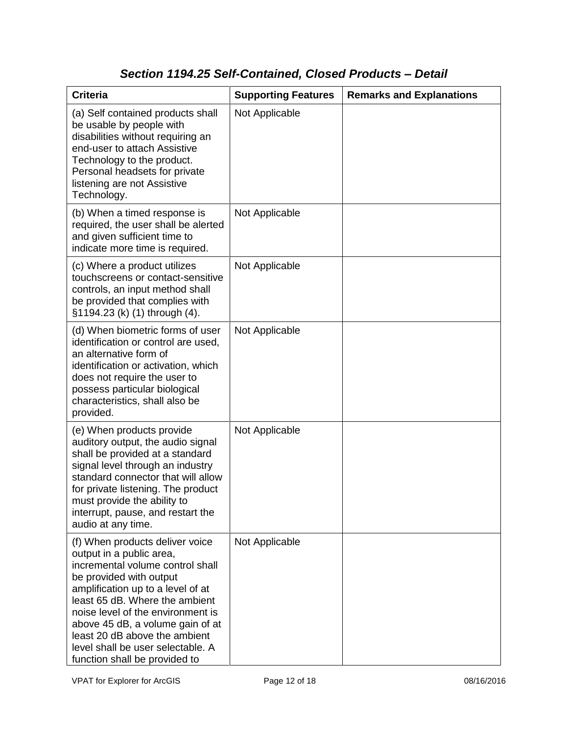### *Section 1194.25 Self-Contained, Closed Products – Detail*

| Criteria | Supporting Features | Remarks and Explanations |
|---|---|---|
| (a) Self contained products shall be usable by people with disabilities without requiring an end-user to attach Assistive Technology to the product. Personal headsets for private listening are not Assistive Technology. | Not Applicable | |
| (b) When a timed response is required, the user shall be alerted and given sufficient time to indicate more time is required. | Not Applicable | |
| (c) Where a product utilizes touchscreens or contact-sensitive controls, an input method shall be provided that complies with §1194.23 (k) (1) through (4). | Not Applicable | |
| (d) When biometric forms of user identification or control are used, an alternative form of identification or activation, which does not require the user to possess particular biological characteristics, shall also be provided. | Not Applicable | |
| (e) When products provide auditory output, the audio signal shall be provided at a standard signal level through an industry standard connector that will allow for private listening. The product must provide the ability to interrupt, pause, and restart the audio at any time. | Not Applicable | |
| (f) When products deliver voice output in a public area, incremental volume control shall be provided with output amplification up to a level of at least 65 dB. Where the ambient noise level of the environment is above 45 dB, a volume gain of at least 20 dB above the ambient level shall be user selectable. A function shall be provided to | Not Applicable | |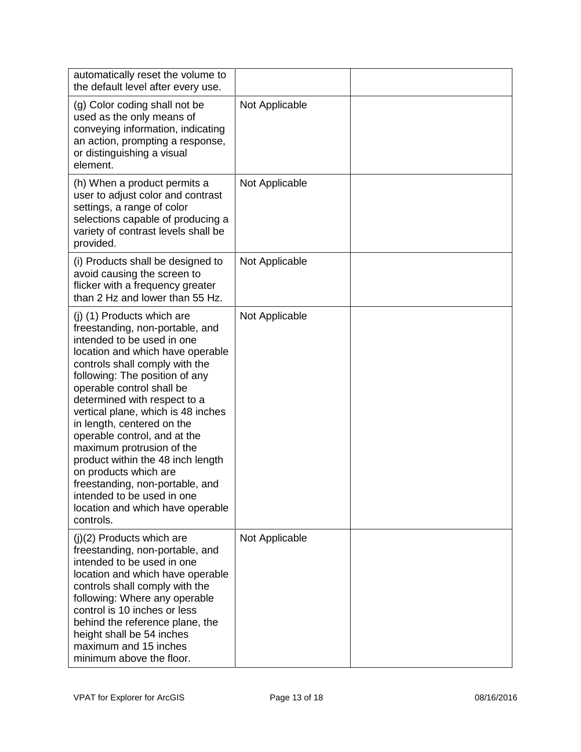| | | |
|---|---|---|
| automatically reset the volume to the default level after every use. | | |
| (g) Color coding shall not be used as the only means of conveying information, indicating an action, prompting a response, or distinguishing a visual element. | Not Applicable | |
| (h) When a product permits a user to adjust color and contrast settings, a range of color selections capable of producing a variety of contrast levels shall be provided. | Not Applicable | |
| (i) Products shall be designed to avoid causing the screen to flicker with a frequency greater than 2 Hz and lower than 55 Hz. | Not Applicable | |
| (j) (1) Products which are freestanding, non-portable, and intended to be used in one location and which have operable controls shall comply with the following: The position of any operable control shall be determined with respect to a vertical plane, which is 48 inches in length, centered on the operable control, and at the maximum protrusion of the product within the 48 inch length on products which are freestanding, non-portable, and intended to be used in one location and which have operable controls. | Not Applicable | |
| (j)(2) Products which are freestanding, non-portable, and intended to be used in one location and which have operable controls shall comply with the following: Where any operable control is 10 inches or less behind the reference plane, the height shall be 54 inches maximum and 15 inches minimum above the floor. | Not Applicable | |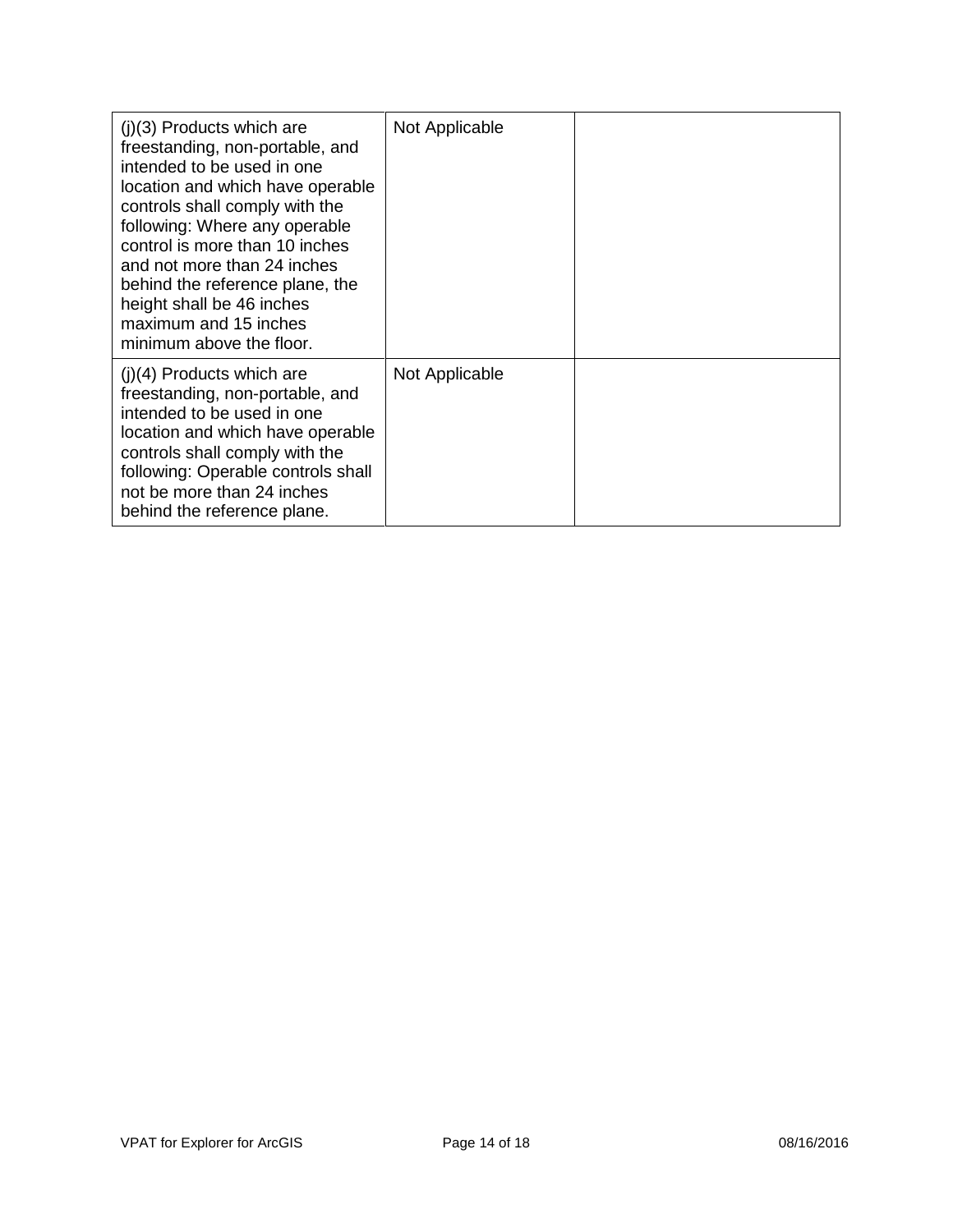| | | |
|---|---|---|
| (j)(3) Products which are freestanding, non-portable, and intended to be used in one location and which have operable controls shall comply with the following: Where any operable control is more than 10 inches and not more than 24 inches behind the reference plane, the height shall be 46 inches maximum and 15 inches minimum above the floor. | Not Applicable | |
| (j)(4) Products which are freestanding, non-portable, and intended to be used in one location and which have operable controls shall comply with the following: Operable controls shall not be more than 24 inches behind the reference plane. | Not Applicable | |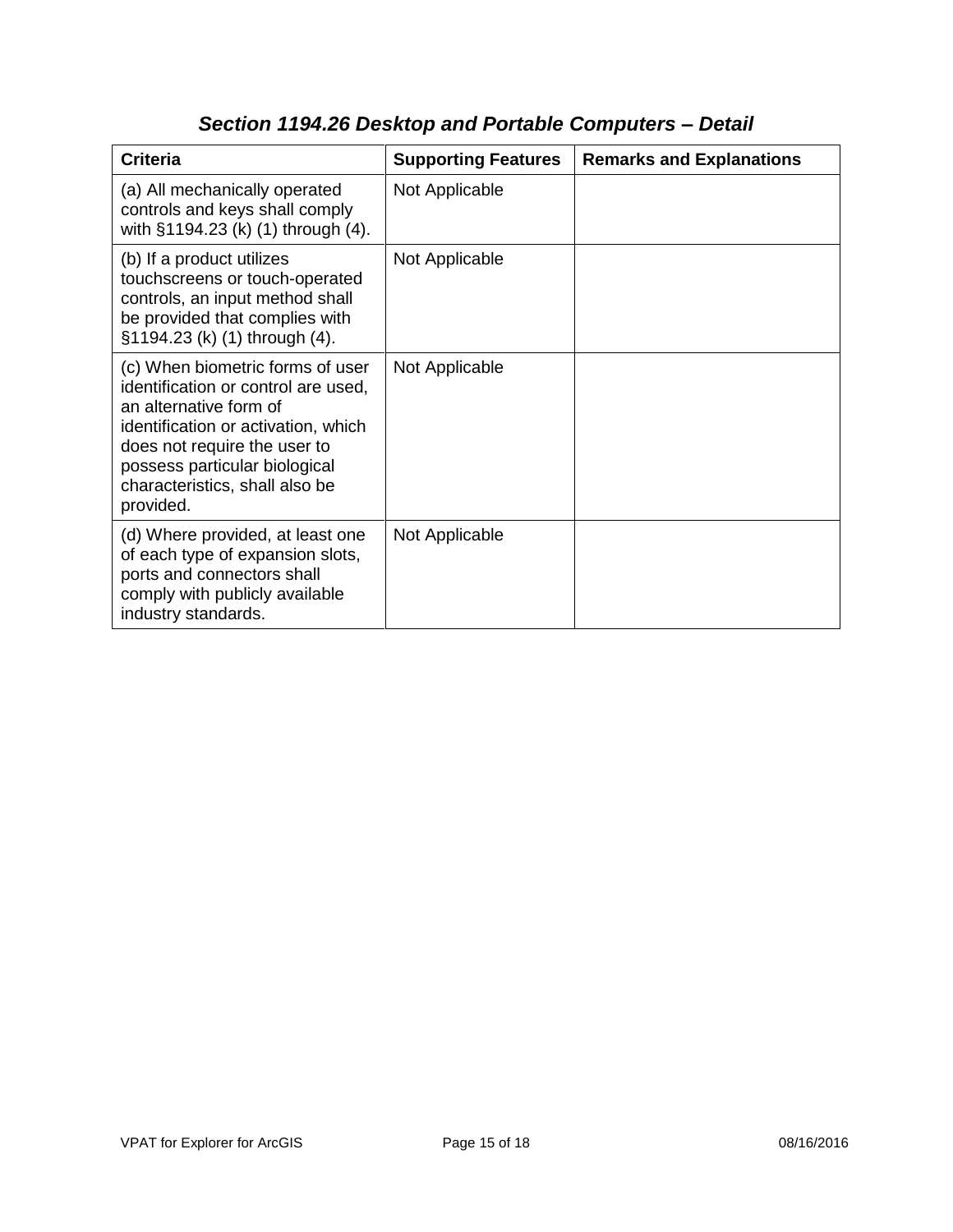## *Section 1194.26 Desktop and Portable Computers – Detail*

| Criteria | Supporting Features | Remarks and Explanations |
|---|---|---|
| (a) All mechanically operated controls and keys shall comply with §1194.23 (k) (1) through (4). | Not Applicable | |
| (b) If a product utilizes touchscreens or touch-operated controls, an input method shall be provided that complies with §1194.23 (k) (1) through (4). | Not Applicable | |
| (c) When biometric forms of user identification or control are used, an alternative form of identification or activation, which does not require the user to possess particular biological characteristics, shall also be provided. | Not Applicable | |
| (d) Where provided, at least one of each type of expansion slots, ports and connectors shall comply with publicly available industry standards. | Not Applicable | |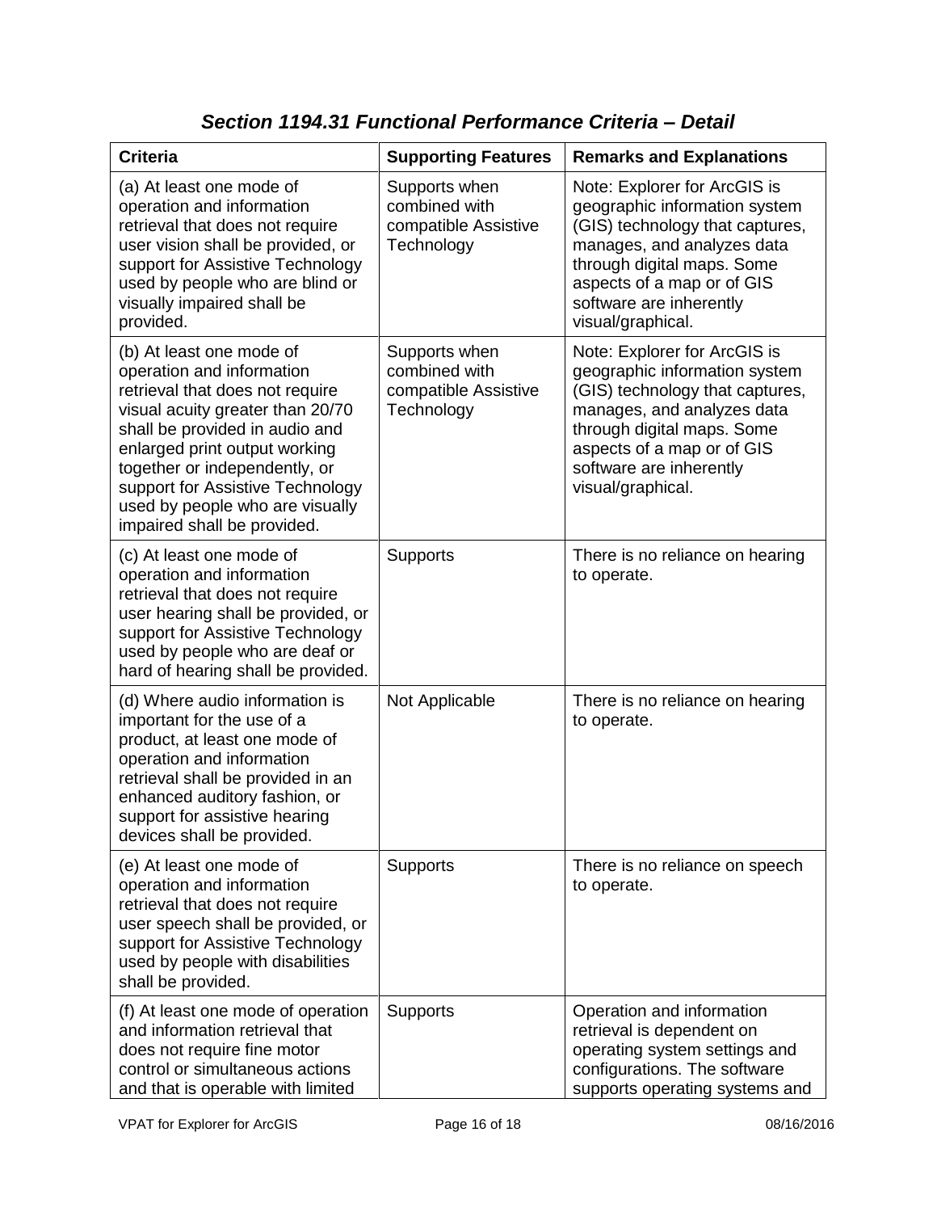## *Section 1194.31 Functional Performance Criteria – Detail*

| Criteria | Supporting Features | Remarks and Explanations |
|---|---|---|
| (a) At least one mode of operation and information retrieval that does not require user vision shall be provided, or support for Assistive Technology used by people who are blind or visually impaired shall be provided. | Supports when combined with compatible Assistive Technology | Note: Explorer for ArcGIS is geographic information system (GIS) technology that captures, manages, and analyzes data through digital maps. Some aspects of a map or of GIS software are inherently visual/graphical. |
| (b) At least one mode of operation and information retrieval that does not require visual acuity greater than 20/70 shall be provided in audio and enlarged print output working together or independently, or support for Assistive Technology used by people who are visually impaired shall be provided. | Supports when combined with compatible Assistive Technology | Note: Explorer for ArcGIS is geographic information system (GIS) technology that captures, manages, and analyzes data through digital maps. Some aspects of a map or of GIS software are inherently visual/graphical. |
| (c) At least one mode of operation and information retrieval that does not require user hearing shall be provided, or support for Assistive Technology used by people who are deaf or hard of hearing shall be provided. | Supports | There is no reliance on hearing to operate. |
| (d) Where audio information is important for the use of a product, at least one mode of operation and information retrieval shall be provided in an enhanced auditory fashion, or support for assistive hearing devices shall be provided. | Not Applicable | There is no reliance on hearing to operate. |
| (e) At least one mode of operation and information retrieval that does not require user speech shall be provided, or support for Assistive Technology used by people with disabilities shall be provided. | Supports | There is no reliance on speech to operate. |
| (f) At least one mode of operation and information retrieval that does not require fine motor control or simultaneous actions and that is operable with limited | Supports | Operation and information retrieval is dependent on operating system settings and configurations. The software supports operating systems and |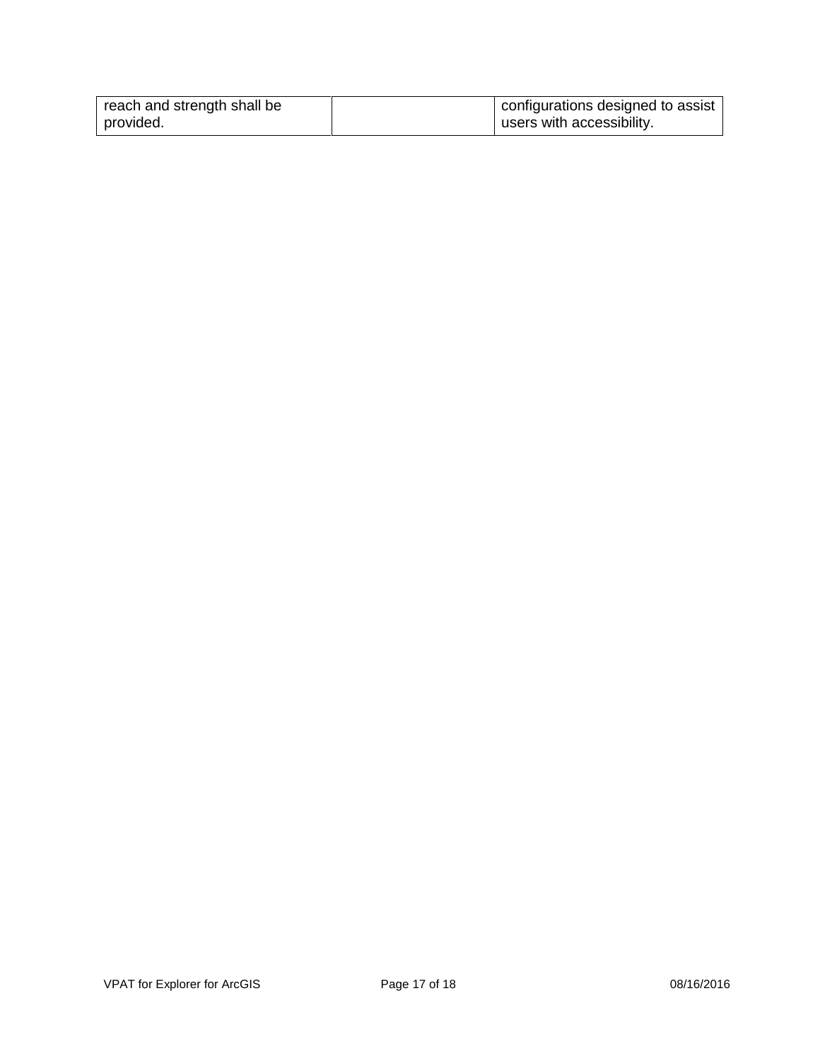| | | |
|---|---|---|
| reach and strength shall be provided. | | configurations designed to assist users with accessibility. |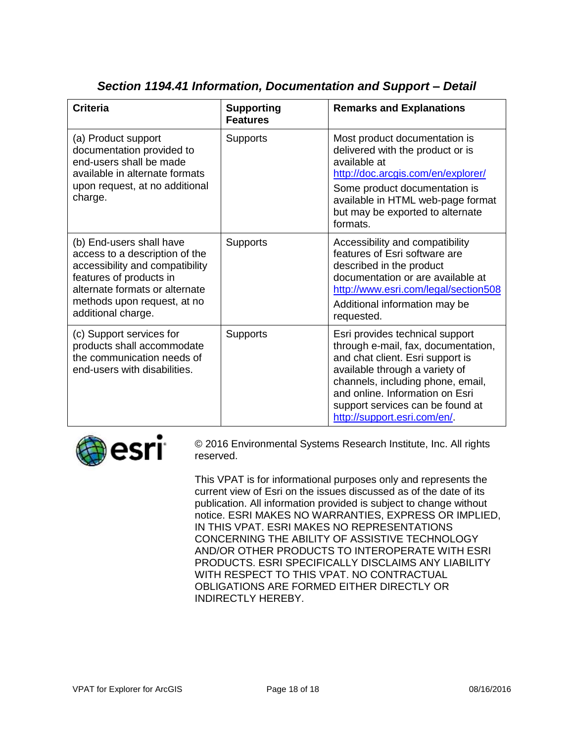### *Section 1194.41 Information, Documentation and Support – Detail*

| Criteria | Supporting Features | Remarks and Explanations |
|---|---|---|
| (a) Product support documentation provided to end-users shall be made available in alternate formats upon request, at no additional charge. | Supports | Most product documentation is delivered with the product or is available at http://doc.arcgis.com/en/explorer/ Some product documentation is available in HTML web-page format but may be exported to alternate formats. |
| (b) End-users shall have access to a description of the accessibility and compatibility features of products in alternate formats or alternate methods upon request, at no additional charge. | Supports | Accessibility and compatibility features of Esri software are described in the product documentation or are available at http://www.esri.com/legal/section508 Additional information may be requested. |
| (c) Support services for products shall accommodate the communication needs of end-users with disabilities. | Supports | Esri provides technical support through e-mail, fax, documentation, and chat client. Esri support is available through a variety of channels, including phone, email, and online. Information on Esri support services can be found at http://support.esri.com/en/. |

© 2016 Environmental Systems Research Institute, Inc. All rights reserved.

This VPAT is for informational purposes only and represents the current view of Esri on the issues discussed as of the date of its publication. All information provided is subject to change without notice. ESRI MAKES NO WARRANTIES, EXPRESS OR IMPLIED, IN THIS VPAT. ESRI MAKES NO REPRESENTATIONS CONCERNING THE ABILITY OF ASSISTIVE TECHNOLOGY AND/OR OTHER PRODUCTS TO INTEROPERATE WITH ESRI PRODUCTS. ESRI SPECIFICALLY DISCLAIMS ANY LIABILITY WITH RESPECT TO THIS VPAT. NO CONTRACTUAL OBLIGATIONS ARE FORMED EITHER DIRECTLY OR INDIRECTLY HEREBY.